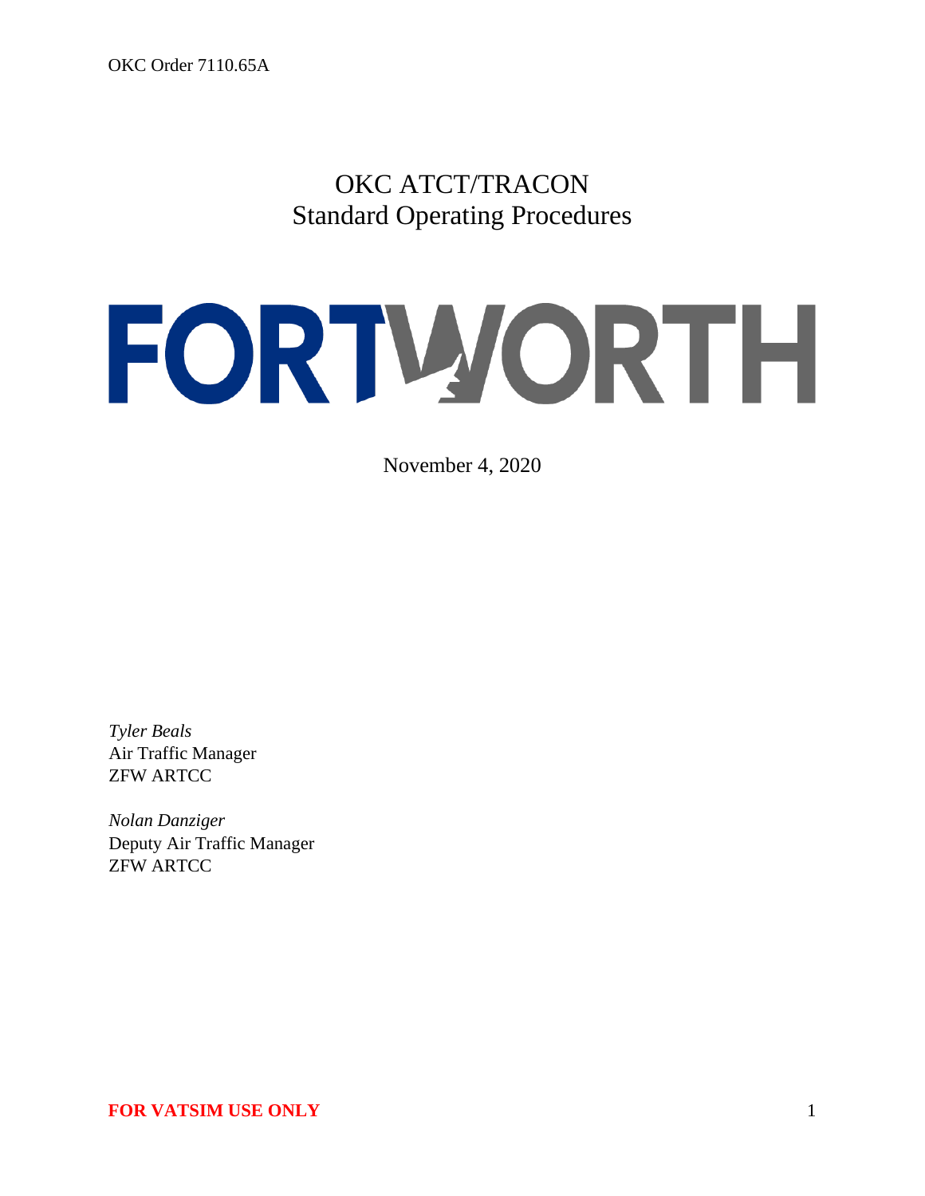OKC Order 7110.65A

# OKC ATCT/TRACON Standard Operating Procedures

FORTWORTH

November 4, 2020

*Tyler Beals*
Air Traffic Manager
ZFW ARTCC

*Nolan Danziger*
Deputy Air Traffic Manager
ZFW ARTCC

**FOR VATSIM USE ONLY**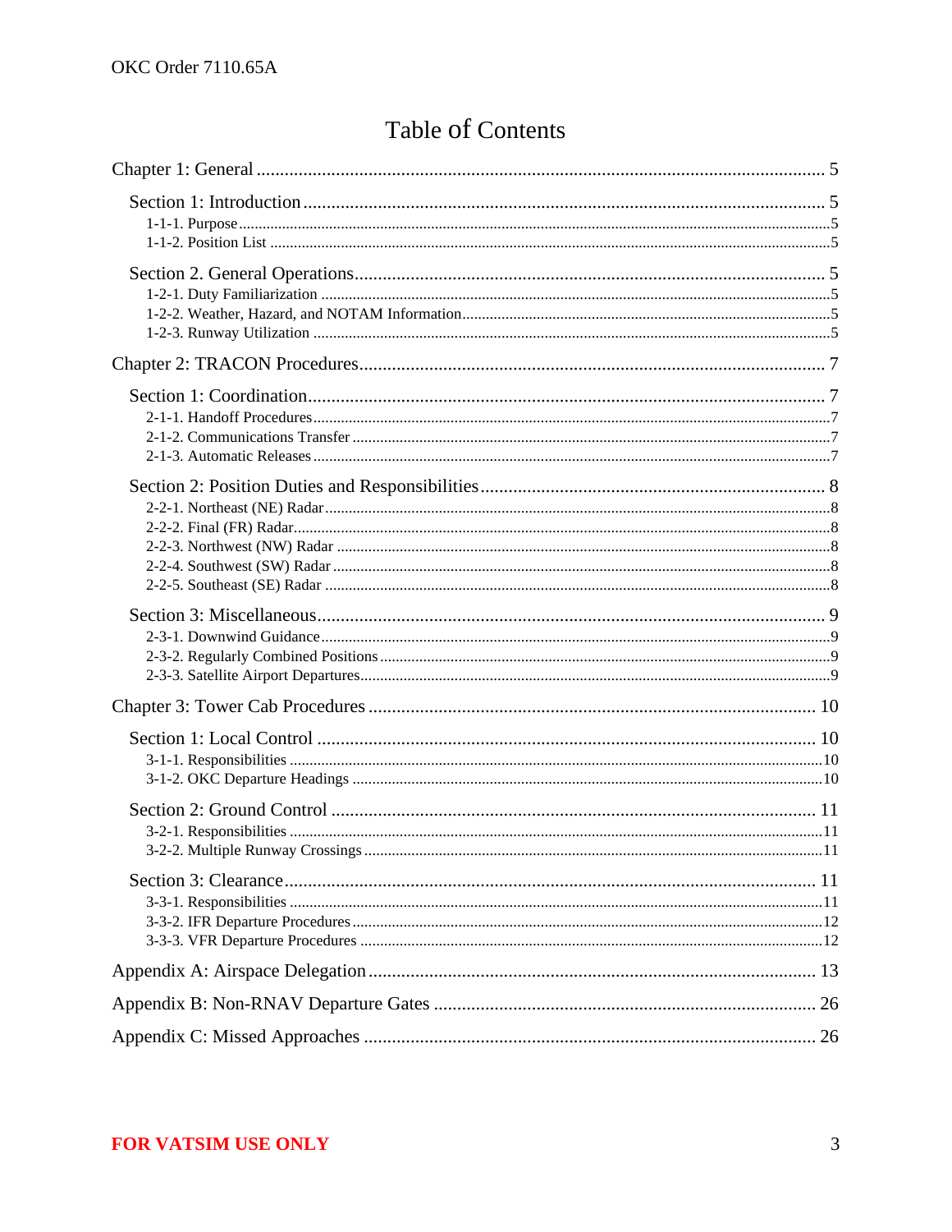# Table of Contents

Chapter 1: General ........................................................ 5

Section 1: Introduction ........................................................ 5

1-1-1. Purpose ........................................................ 5

1-1-2. Position List ........................................................ 5

Section 2. General Operations ........................................................ 5

1-2-1. Duty Familiarization ........................................................ 5

1-2-2. Weather, Hazard, and NOTAM Information ........................................................ 5

1-2-3. Runway Utilization ........................................................ 5

Chapter 2: TRACON Procedures ........................................................ 7

Section 1: Coordination ........................................................ 7

2-1-1. Handoff Procedures ........................................................ 7

2-1-2. Communications Transfer ........................................................ 7

2-1-3. Automatic Releases ........................................................ 7

Section 2: Position Duties and Responsibilities ........................................................ 8

2-2-1. Northeast (NE) Radar ........................................................ 8

2-2-2. Final (FR) Radar ........................................................ 8

2-2-3. Northwest (NW) Radar ........................................................ 8

2-2-4. Southwest (SW) Radar ........................................................ 8

2-2-5. Southeast (SE) Radar ........................................................ 8

Section 3: Miscellaneous ........................................................ 9

2-3-1. Downwind Guidance ........................................................ 9

2-3-2. Regularly Combined Positions ........................................................ 9

2-3-3. Satellite Airport Departures ........................................................ 9

Chapter 3: Tower Cab Procedures ........................................................ 10

Section 1: Local Control ........................................................ 10

3-1-1. Responsibilities ........................................................ 10

3-1-2. OKC Departure Headings ........................................................ 10

Section 2: Ground Control ........................................................ 11

3-2-1. Responsibilities ........................................................ 11

3-2-2. Multiple Runway Crossings ........................................................ 11

Section 3: Clearance ........................................................ 11

3-3-1. Responsibilities ........................................................ 11

3-3-2. IFR Departure Procedures ........................................................ 12

3-3-3. VFR Departure Procedures ........................................................ 12

Appendix A: Airspace Delegation ........................................................ 13

Appendix B: Non-RNAV Departure Gates ........................................................ 26

Appendix C: Missed Approaches ........................................................ 26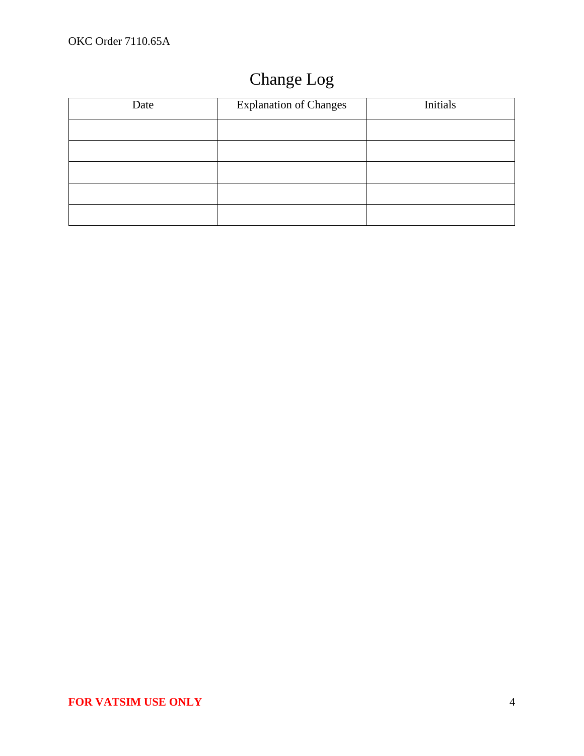# Change Log

| Date | Explanation of Changes | Initials |
|---|---|---|
| | | |
| | | |
| | | |
| | | |
| | | |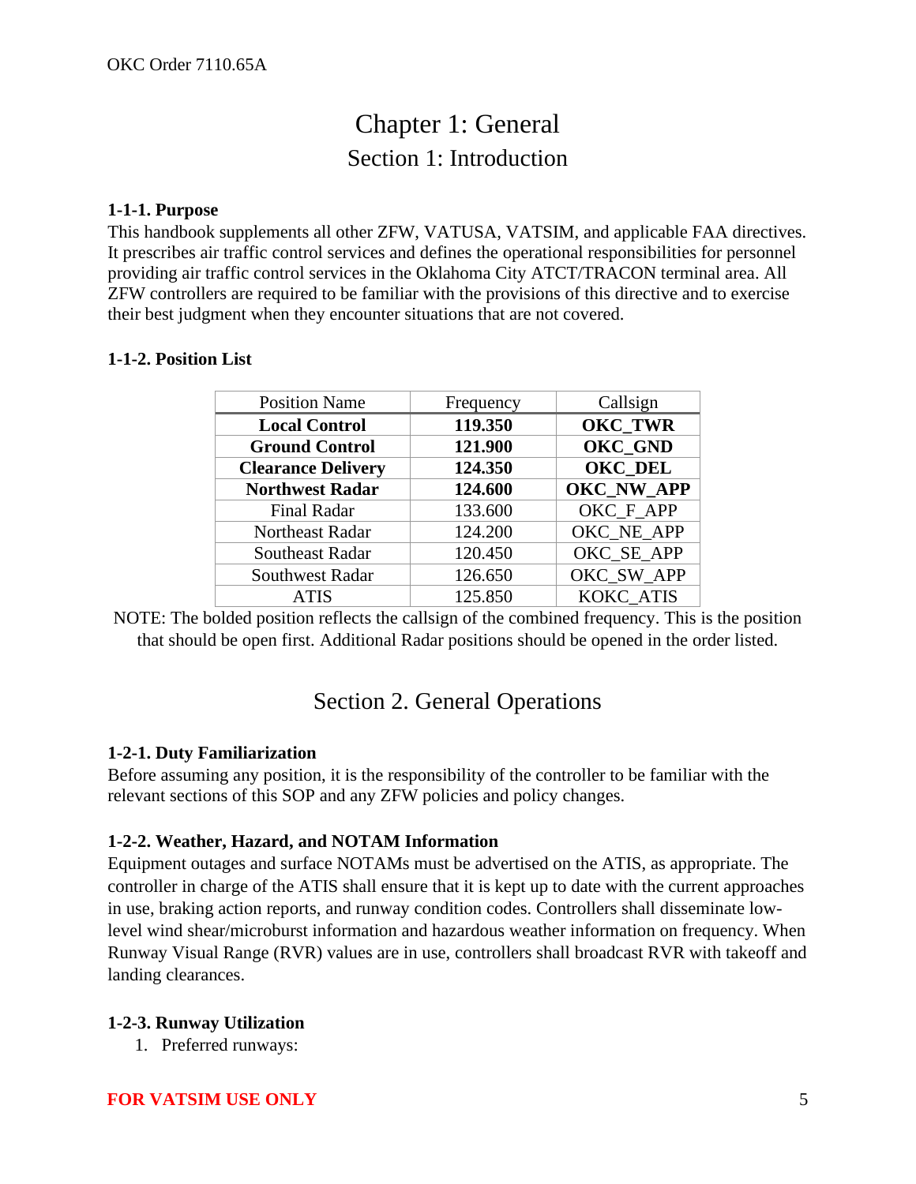# Chapter 1: General

## Section 1: Introduction

**1-1-1. Purpose**

This handbook supplements all other ZFW, VATUSA, VATSIM, and applicable FAA directives. It prescribes air traffic control services and defines the operational responsibilities for personnel providing air traffic control services in the Oklahoma City ATCT/TRACON terminal area. All ZFW controllers are required to be familiar with the provisions of this directive and to exercise their best judgment when they encounter situations that are not covered.

**1-1-2. Position List**

| Position Name | Frequency | Callsign |
|---|---|---|
| **Local Control** | **119.350** | **OKC_TWR** |
| **Ground Control** | **121.900** | **OKC_GND** |
| **Clearance Delivery** | **124.350** | **OKC_DEL** |
| **Northwest Radar** | **124.600** | **OKC_NW_APP** |
| Final Radar | 133.600 | OKC_F_APP |
| Northeast Radar | 124.200 | OKC_NE_APP |
| Southeast Radar | 120.450 | OKC_SE_APP |
| Southwest Radar | 126.650 | OKC_SW_APP |
| ATIS | 125.850 | KOKC_ATIS |

NOTE: The bolded position reflects the callsign of the combined frequency. This is the position that should be open first. Additional Radar positions should be opened in the order listed.

## Section 2. General Operations

**1-2-1. Duty Familiarization**

Before assuming any position, it is the responsibility of the controller to be familiar with the relevant sections of this SOP and any ZFW policies and policy changes.

**1-2-2. Weather, Hazard, and NOTAM Information**

Equipment outages and surface NOTAMs must be advertised on the ATIS, as appropriate. The controller in charge of the ATIS shall ensure that it is kept up to date with the current approaches in use, braking action reports, and runway condition codes. Controllers shall disseminate low-level wind shear/microburst information and hazardous weather information on frequency. When Runway Visual Range (RVR) values are in use, controllers shall broadcast RVR with takeoff and landing clearances.

**1-2-3. Runway Utilization**

1. Preferred runways: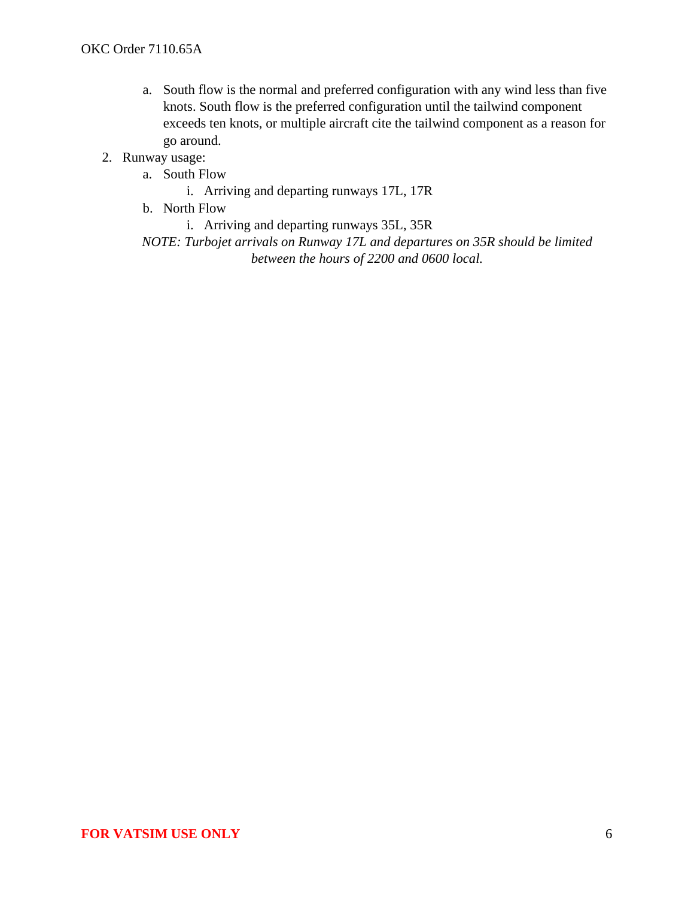a. South flow is the normal and preferred configuration with any wind less than five knots. South flow is the preferred configuration until the tailwind component exceeds ten knots, or multiple aircraft cite the tailwind component as a reason for go around.

2. Runway usage:
   a. South Flow
      i. Arriving and departing runways 17L, 17R
   b. North Flow
      i. Arriving and departing runways 35L, 35R

*NOTE: Turbojet arrivals on Runway 17L and departures on 35R should be limited between the hours of 2200 and 0600 local.*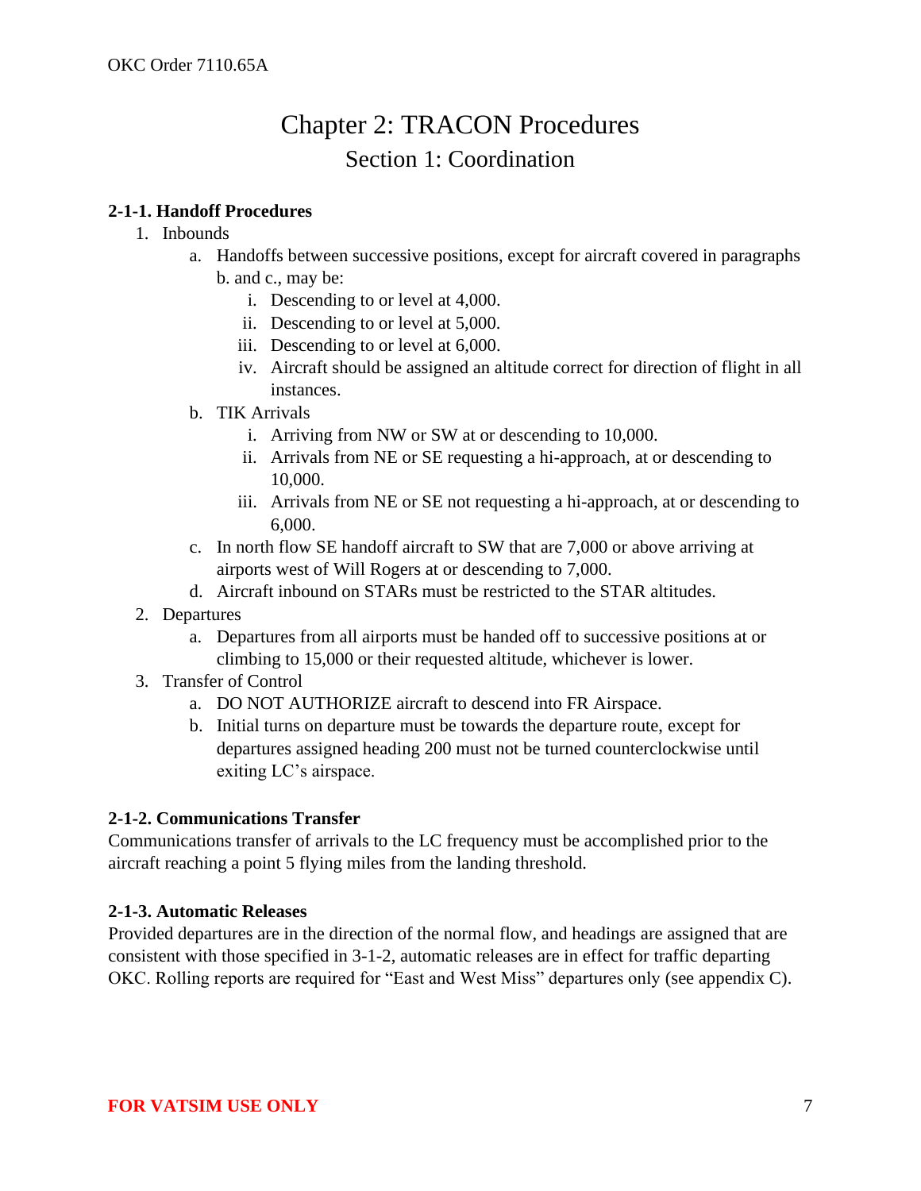# Chapter 2: TRACON Procedures

## Section 1: Coordination

### 2-1-1. Handoff Procedures

1. Inbounds
   a. Handoffs between successive positions, except for aircraft covered in paragraphs b. and c., may be:
      i. Descending to or level at 4,000.
      ii. Descending to or level at 5,000.
      iii. Descending to or level at 6,000.
      iv. Aircraft should be assigned an altitude correct for direction of flight in all instances.
   b. TIK Arrivals
      i. Arriving from NW or SW at or descending to 10,000.
      ii. Arrivals from NE or SE requesting a hi-approach, at or descending to 10,000.
      iii. Arrivals from NE or SE not requesting a hi-approach, at or descending to 6,000.
   c. In north flow SE handoff aircraft to SW that are 7,000 or above arriving at airports west of Will Rogers at or descending to 7,000.
   d. Aircraft inbound on STARs must be restricted to the STAR altitudes.
2. Departures
   a. Departures from all airports must be handed off to successive positions at or climbing to 15,000 or their requested altitude, whichever is lower.
3. Transfer of Control
   a. DO NOT AUTHORIZE aircraft to descend into FR Airspace.
   b. Initial turns on departure must be towards the departure route, except for departures assigned heading 200 must not be turned counterclockwise until exiting LC's airspace.

### 2-1-2. Communications Transfer

Communications transfer of arrivals to the LC frequency must be accomplished prior to the aircraft reaching a point 5 flying miles from the landing threshold.

### 2-1-3. Automatic Releases

Provided departures are in the direction of the normal flow, and headings are assigned that are consistent with those specified in 3-1-2, automatic releases are in effect for traffic departing OKC. Rolling reports are required for "East and West Miss" departures only (see appendix C).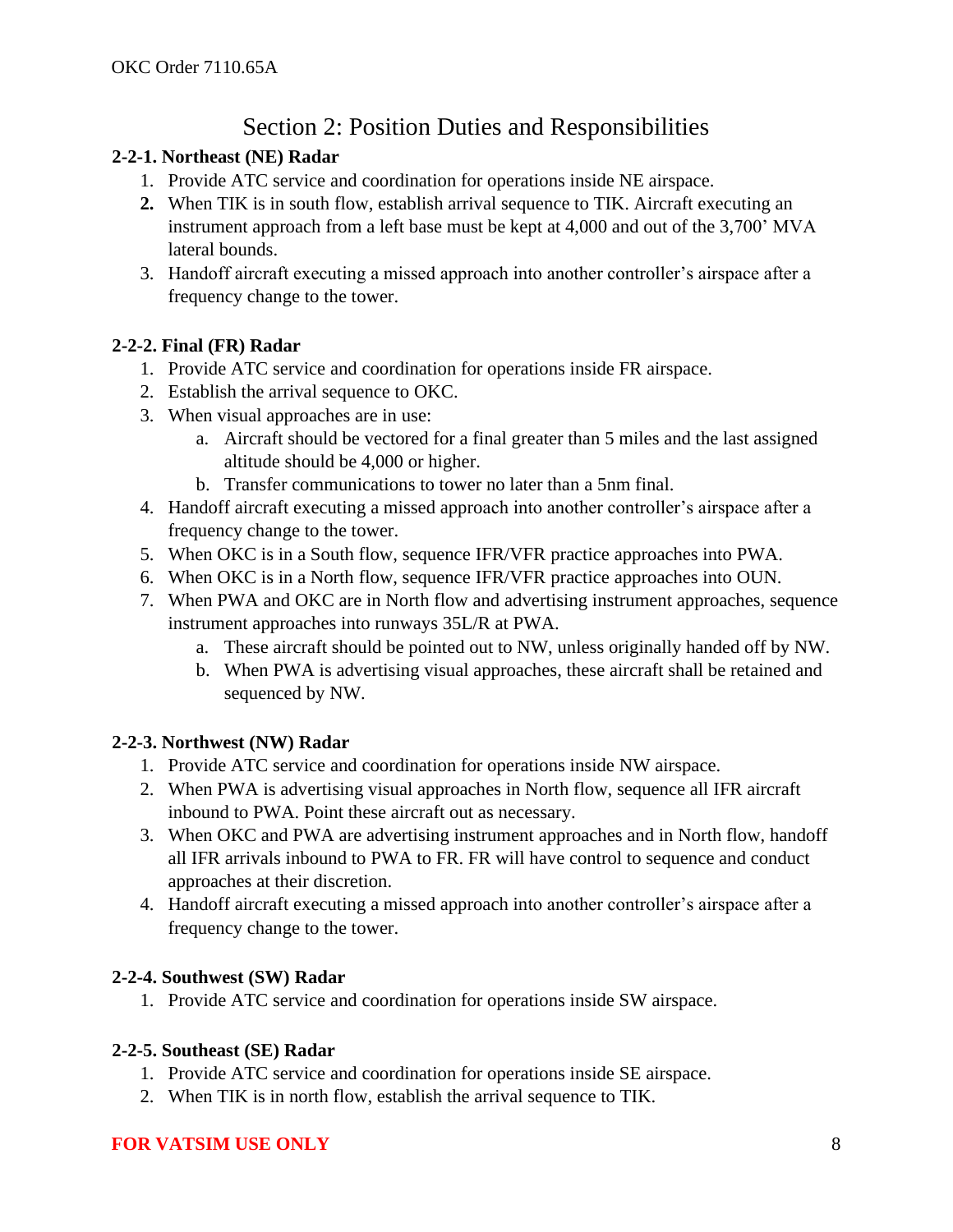## Section 2: Position Duties and Responsibilities

**2-2-1. Northeast (NE) Radar**

1. Provide ATC service and coordination for operations inside NE airspace.
2. When TIK is in south flow, establish arrival sequence to TIK. Aircraft executing an instrument approach from a left base must be kept at 4,000 and out of the 3,700' MVA lateral bounds.
3. Handoff aircraft executing a missed approach into another controller's airspace after a frequency change to the tower.

**2-2-2. Final (FR) Radar**

1. Provide ATC service and coordination for operations inside FR airspace.
2. Establish the arrival sequence to OKC.
3. When visual approaches are in use:
   a. Aircraft should be vectored for a final greater than 5 miles and the last assigned altitude should be 4,000 or higher.
   b. Transfer communications to tower no later than a 5nm final.
4. Handoff aircraft executing a missed approach into another controller's airspace after a frequency change to the tower.
5. When OKC is in a South flow, sequence IFR/VFR practice approaches into PWA.
6. When OKC is in a North flow, sequence IFR/VFR practice approaches into OUN.
7. When PWA and OKC are in North flow and advertising instrument approaches, sequence instrument approaches into runways 35L/R at PWA.
   a. These aircraft should be pointed out to NW, unless originally handed off by NW.
   b. When PWA is advertising visual approaches, these aircraft shall be retained and sequenced by NW.

**2-2-3. Northwest (NW) Radar**

1. Provide ATC service and coordination for operations inside NW airspace.
2. When PWA is advertising visual approaches in North flow, sequence all IFR aircraft inbound to PWA. Point these aircraft out as necessary.
3. When OKC and PWA are advertising instrument approaches and in North flow, handoff all IFR arrivals inbound to PWA to FR. FR will have control to sequence and conduct approaches at their discretion.
4. Handoff aircraft executing a missed approach into another controller's airspace after a frequency change to the tower.

**2-2-4. Southwest (SW) Radar**

1. Provide ATC service and coordination for operations inside SW airspace.

**2-2-5. Southeast (SE) Radar**

1. Provide ATC service and coordination for operations inside SE airspace.
2. When TIK is in north flow, establish the arrival sequence to TIK.

**FOR VATSIM USE ONLY**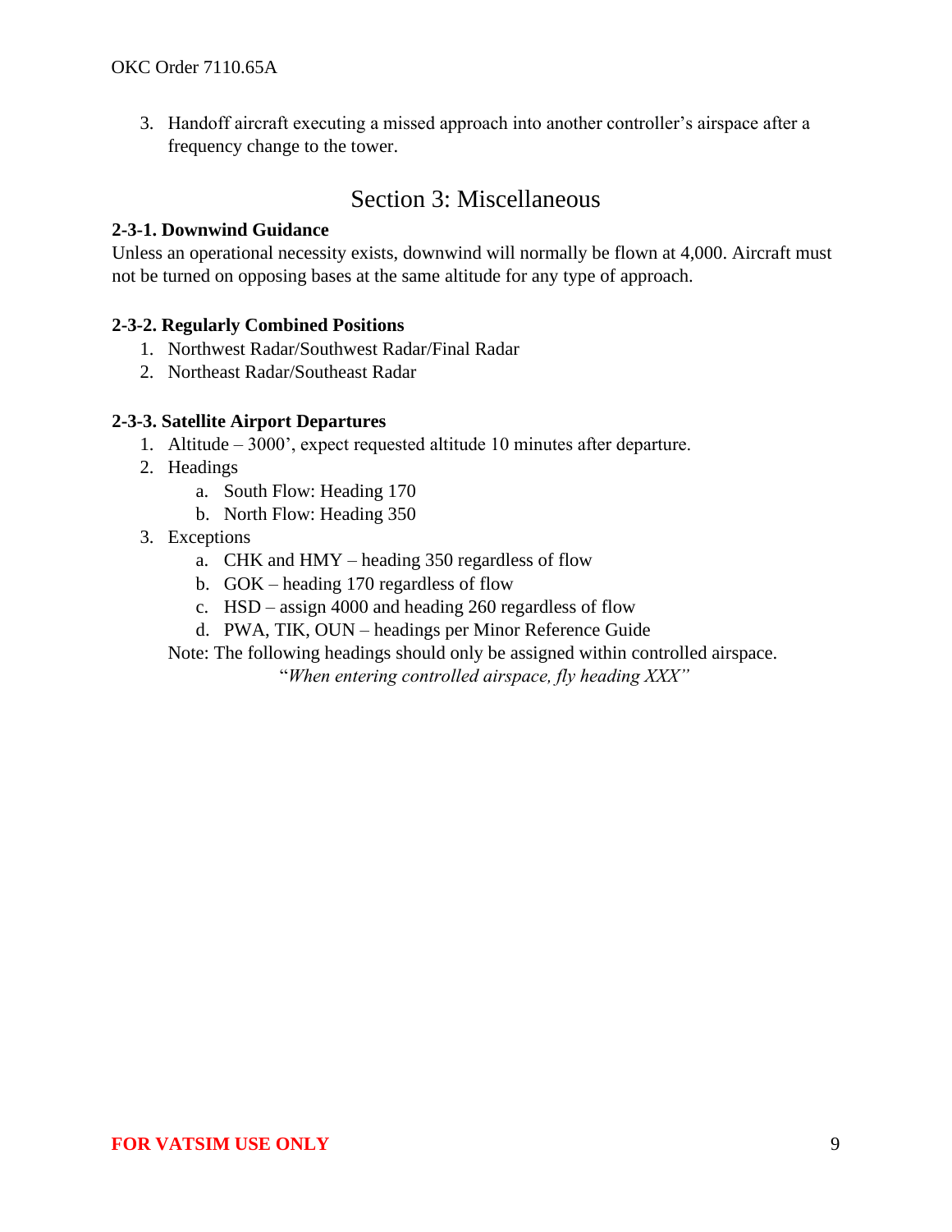3. Handoff aircraft executing a missed approach into another controller's airspace after a frequency change to the tower.

## Section 3: Miscellaneous

**2-3-1. Downwind Guidance**

Unless an operational necessity exists, downwind will normally be flown at 4,000. Aircraft must not be turned on opposing bases at the same altitude for any type of approach.

**2-3-2. Regularly Combined Positions**

1. Northwest Radar/Southwest Radar/Final Radar
2. Northeast Radar/Southeast Radar

**2-3-3. Satellite Airport Departures**

1. Altitude – 3000', expect requested altitude 10 minutes after departure.
2. Headings
   a. South Flow: Heading 170
   b. North Flow: Heading 350
3. Exceptions
   a. CHK and HMY – heading 350 regardless of flow
   b. GOK – heading 170 regardless of flow
   c. HSD – assign 4000 and heading 260 regardless of flow
   d. PWA, TIK, OUN – headings per Minor Reference Guide

Note: The following headings should only be assigned within controlled airspace.

"*When entering controlled airspace, fly heading XXX*"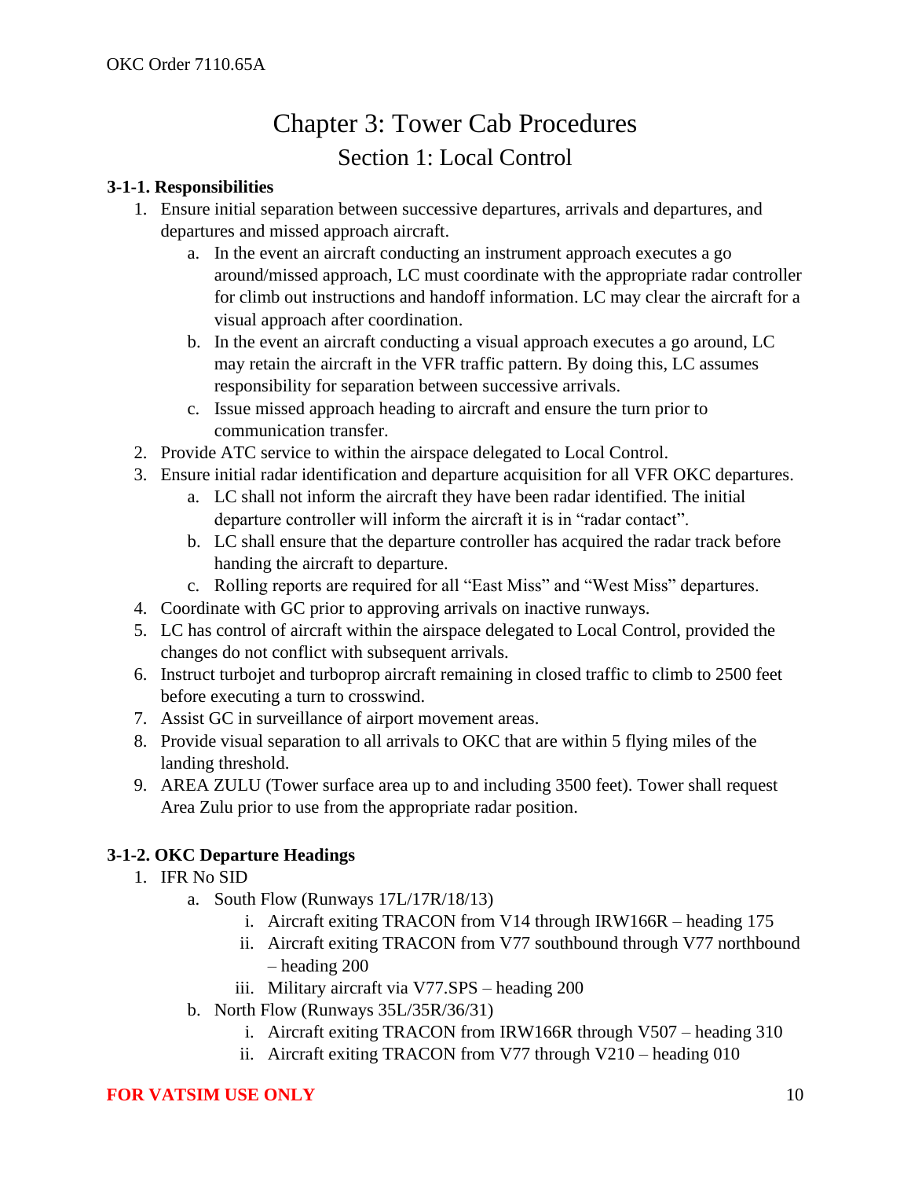# Chapter 3: Tower Cab Procedures

## Section 1: Local Control

### 3-1-1. Responsibilities

1. Ensure initial separation between successive departures, arrivals and departures, and departures and missed approach aircraft.
    a. In the event an aircraft conducting an instrument approach executes a go around/missed approach, LC must coordinate with the appropriate radar controller for climb out instructions and handoff information. LC may clear the aircraft for a visual approach after coordination.
    b. In the event an aircraft conducting a visual approach executes a go around, LC may retain the aircraft in the VFR traffic pattern. By doing this, LC assumes responsibility for separation between successive arrivals.
    c. Issue missed approach heading to aircraft and ensure the turn prior to communication transfer.
2. Provide ATC service to within the airspace delegated to Local Control.
3. Ensure initial radar identification and departure acquisition for all VFR OKC departures.
    a. LC shall not inform the aircraft they have been radar identified. The initial departure controller will inform the aircraft it is in "radar contact".
    b. LC shall ensure that the departure controller has acquired the radar track before handing the aircraft to departure.
    c. Rolling reports are required for all "East Miss" and "West Miss" departures.
4. Coordinate with GC prior to approving arrivals on inactive runways.
5. LC has control of aircraft within the airspace delegated to Local Control, provided the changes do not conflict with subsequent arrivals.
6. Instruct turbojet and turboprop aircraft remaining in closed traffic to climb to 2500 feet before executing a turn to crosswind.
7. Assist GC in surveillance of airport movement areas.
8. Provide visual separation to all arrivals to OKC that are within 5 flying miles of the landing threshold.
9. AREA ZULU (Tower surface area up to and including 3500 feet). Tower shall request Area Zulu prior to use from the appropriate radar position.

### 3-1-2. OKC Departure Headings

1. IFR No SID
    a. South Flow (Runways 17L/17R/18/13)
        i. Aircraft exiting TRACON from V14 through IRW166R – heading 175
        ii. Aircraft exiting TRACON from V77 southbound through V77 northbound – heading 200
        iii. Military aircraft via V77.SPS – heading 200
    b. North Flow (Runways 35L/35R/36/31)
        i. Aircraft exiting TRACON from IRW166R through V507 – heading 310
        ii. Aircraft exiting TRACON from V77 through V210 – heading 010

**FOR VATSIM USE ONLY**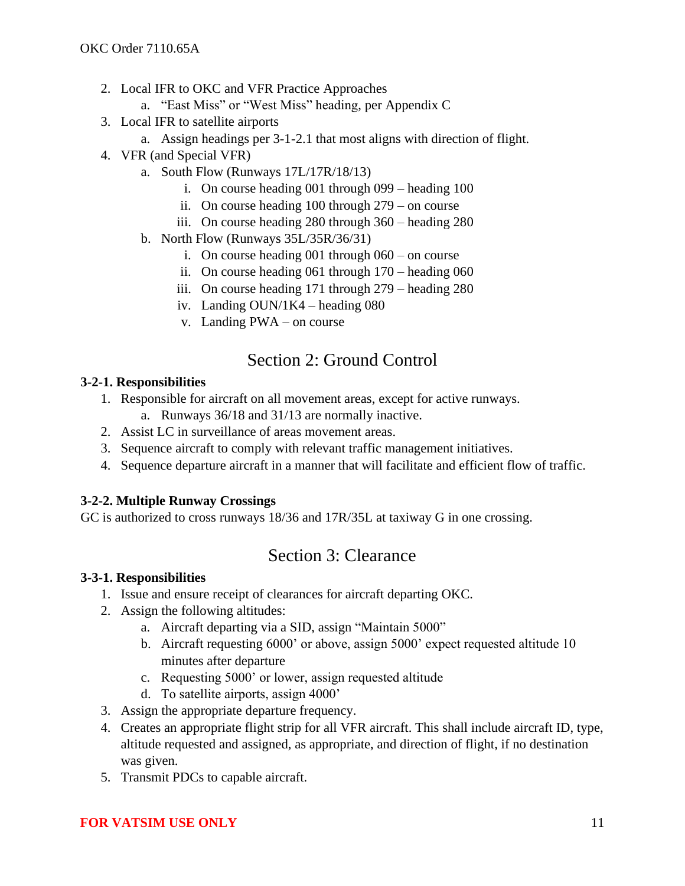2. Local IFR to OKC and VFR Practice Approaches
    a. "East Miss" or "West Miss" heading, per Appendix C
3. Local IFR to satellite airports
    a. Assign headings per 3-1-2.1 that most aligns with direction of flight.
4. VFR (and Special VFR)
    a. South Flow (Runways 17L/17R/18/13)
        i. On course heading 001 through 099 – heading 100
        ii. On course heading 100 through 279 – on course
        iii. On course heading 280 through 360 – heading 280
    b. North Flow (Runways 35L/35R/36/31)
        i. On course heading 001 through 060 – on course
        ii. On course heading 061 through 170 – heading 060
        iii. On course heading 171 through 279 – heading 280
        iv. Landing OUN/1K4 – heading 080
        v. Landing PWA – on course

## Section 2: Ground Control

**3-2-1. Responsibilities**

1. Responsible for aircraft on all movement areas, except for active runways.
    a. Runways 36/18 and 31/13 are normally inactive.
2. Assist LC in surveillance of areas movement areas.
3. Sequence aircraft to comply with relevant traffic management initiatives.
4. Sequence departure aircraft in a manner that will facilitate and efficient flow of traffic.

**3-2-2. Multiple Runway Crossings**

GC is authorized to cross runways 18/36 and 17R/35L at taxiway G in one crossing.

## Section 3: Clearance

**3-3-1. Responsibilities**

1. Issue and ensure receipt of clearances for aircraft departing OKC.
2. Assign the following altitudes:
    a. Aircraft departing via a SID, assign "Maintain 5000"
    b. Aircraft requesting 6000' or above, assign 5000' expect requested altitude 10 minutes after departure
    c. Requesting 5000' or lower, assign requested altitude
    d. To satellite airports, assign 4000'
3. Assign the appropriate departure frequency.
4. Creates an appropriate flight strip for all VFR aircraft. This shall include aircraft ID, type, altitude requested and assigned, as appropriate, and direction of flight, if no destination was given.
5. Transmit PDCs to capable aircraft.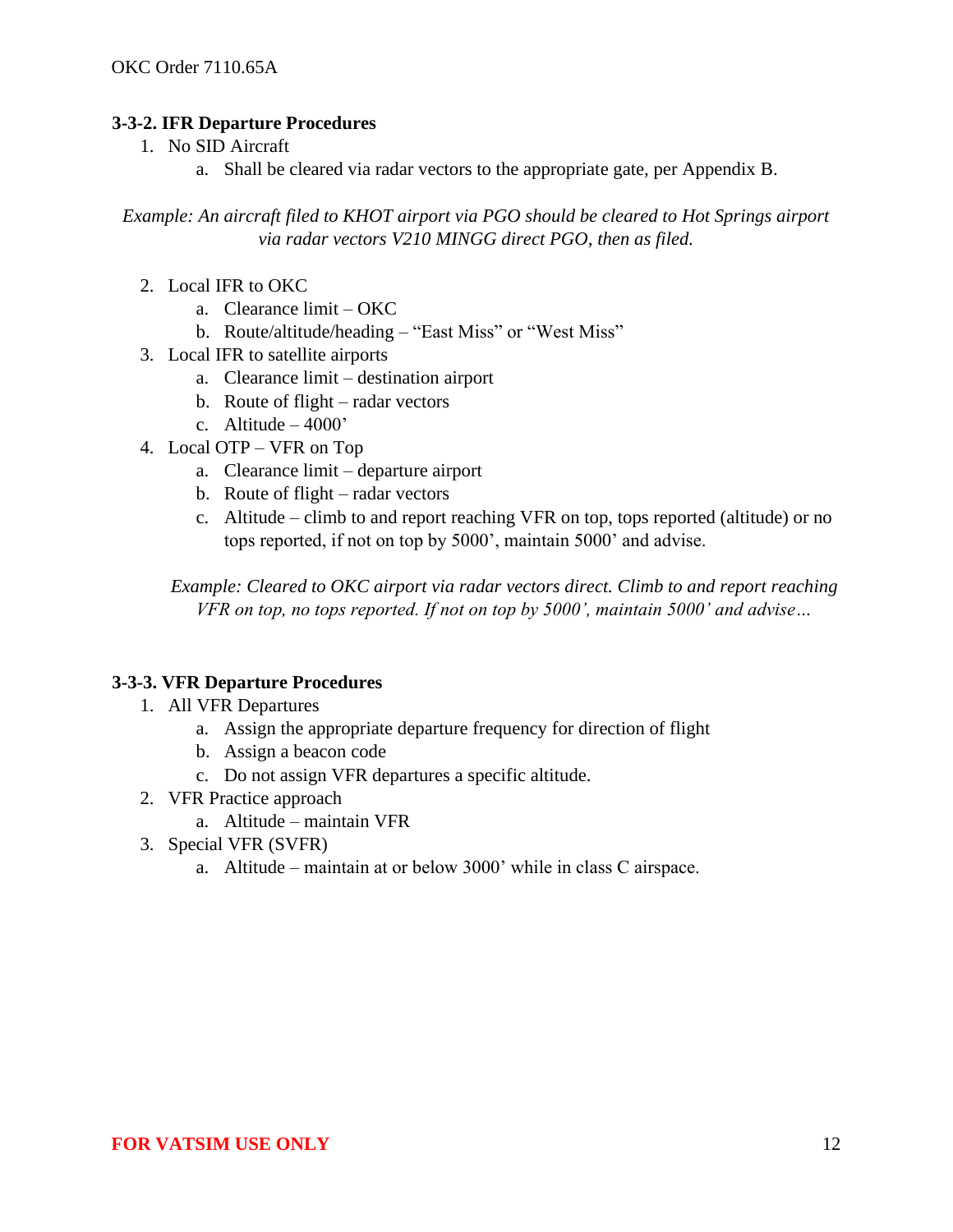### 3-3-2. IFR Departure Procedures

1. No SID Aircraft
    a. Shall be cleared via radar vectors to the appropriate gate, per Appendix B.

*Example: An aircraft filed to KHOT airport via PGO should be cleared to Hot Springs airport via radar vectors V210 MINGG direct PGO, then as filed.*

2. Local IFR to OKC
    a. Clearance limit – OKC
    b. Route/altitude/heading – "East Miss" or "West Miss"
3. Local IFR to satellite airports
    a. Clearance limit – destination airport
    b. Route of flight – radar vectors
    c. Altitude – 4000'
4. Local OTP – VFR on Top
    a. Clearance limit – departure airport
    b. Route of flight – radar vectors
    c. Altitude – climb to and report reaching VFR on top, tops reported (altitude) or no tops reported, if not on top by 5000', maintain 5000' and advise.

*Example: Cleared to OKC airport via radar vectors direct. Climb to and report reaching VFR on top, no tops reported. If not on top by 5000', maintain 5000' and advise…*

### 3-3-3. VFR Departure Procedures

1. All VFR Departures
    a. Assign the appropriate departure frequency for direction of flight
    b. Assign a beacon code
    c. Do not assign VFR departures a specific altitude.
2. VFR Practice approach
    a. Altitude – maintain VFR
3. Special VFR (SVFR)
    a. Altitude – maintain at or below 3000' while in class C airspace.

**FOR VATSIM USE ONLY**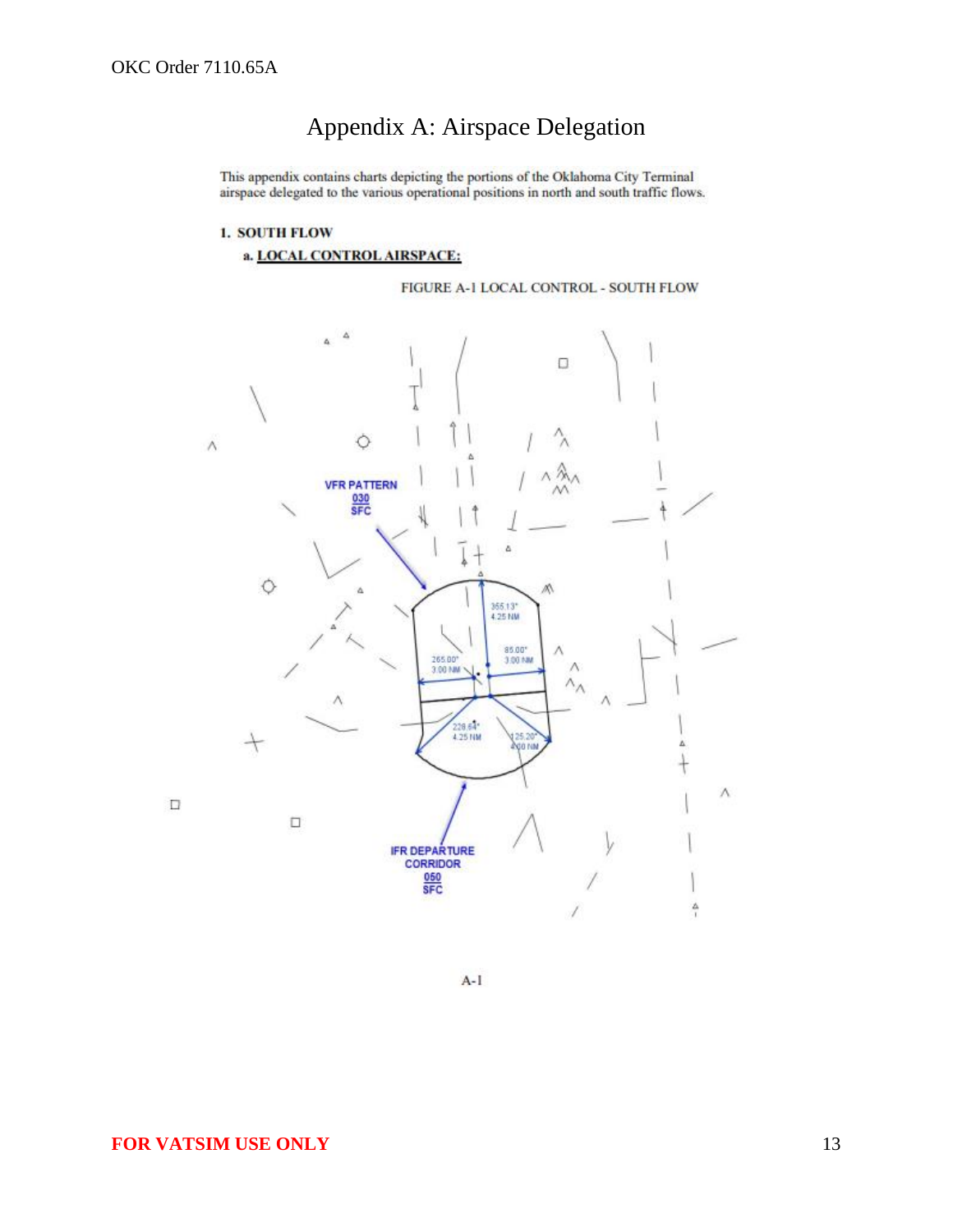# Appendix A: Airspace Delegation

This appendix contains charts depicting the portions of the Oklahoma City Terminal airspace delegated to the various operational positions in north and south traffic flows.

**1. SOUTH FLOW**

**a. LOCAL CONTROL AIRSPACE:**

FIGURE A-1 LOCAL CONTROL - SOUTH FLOW

VFR PATTERN
030
SFC

355.13°
4.25 NM

265.00°
3.00 NM

85.00°
3.00 NM

228.64°
4.25 NM

125.20°
4.00 NM

IFR DEPARTURE CORRIDOR
050
SFC

A-1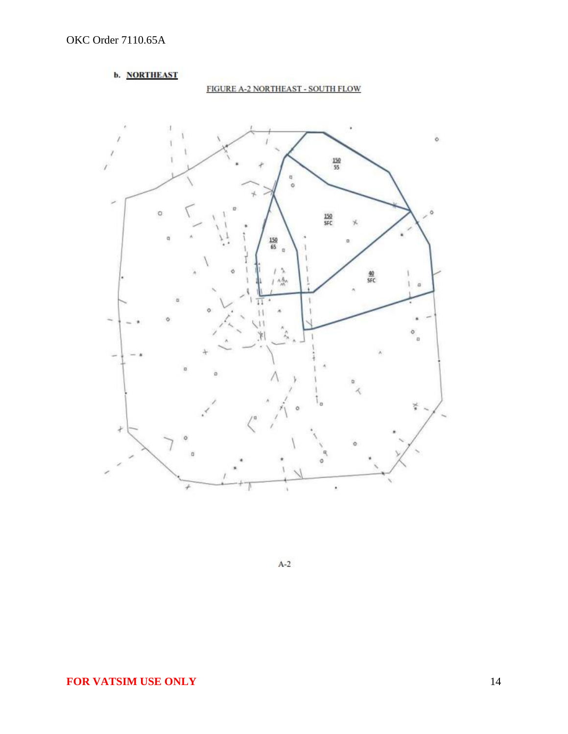**b. NORTHEAST**

FIGURE A-2 NORTHEAST - SOUTH FLOW

150
55

150
SFC

150
65

40
SFC

A-2

FOR VATSIM USE ONLY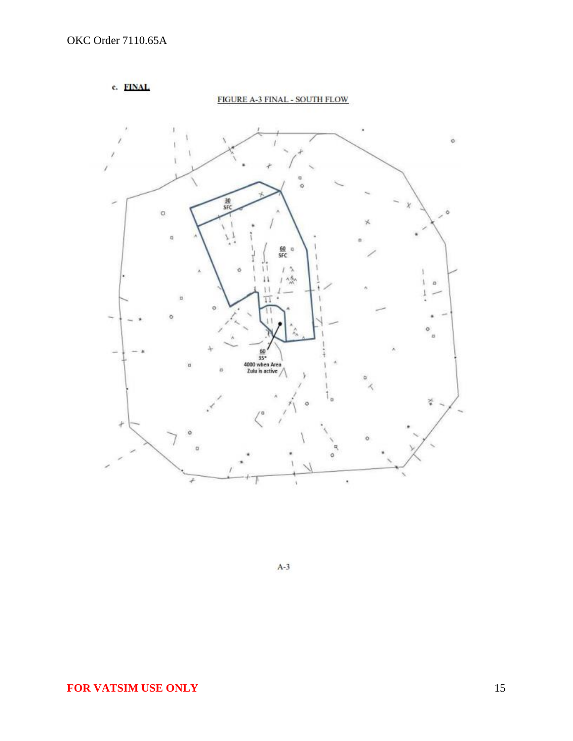c. **FINAL**

FIGURE A-3 FINAL - SOUTH FLOW

30
SFC

60
SFC

60
35*
4000 when Area Zulu is active

A-3

**FOR VATSIM USE ONLY**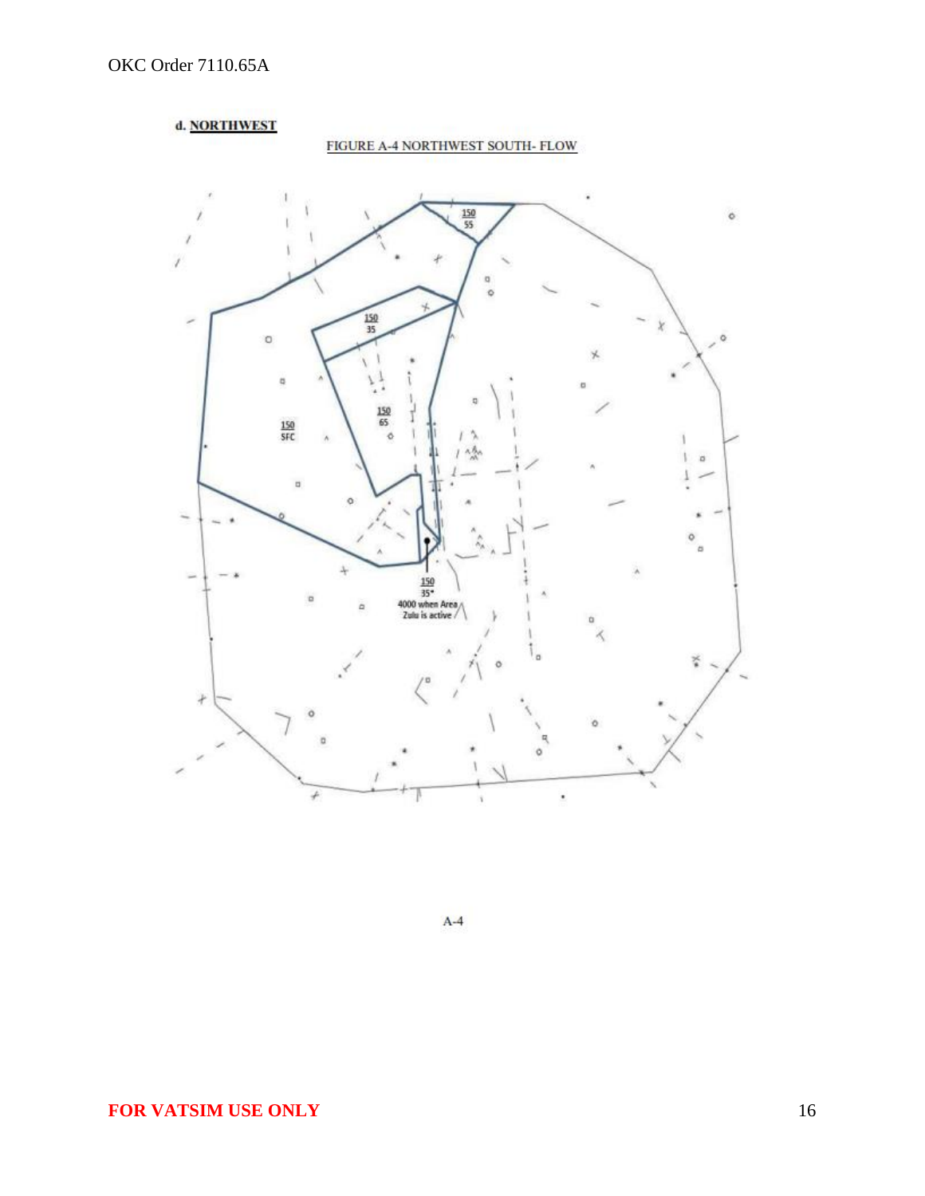d. **NORTHWEST**

FIGURE A-4 NORTHWEST SOUTH- FLOW

150
55

150
35

150
65

150
SFC

150
35*
4000 when Area
Zulu is active

A-4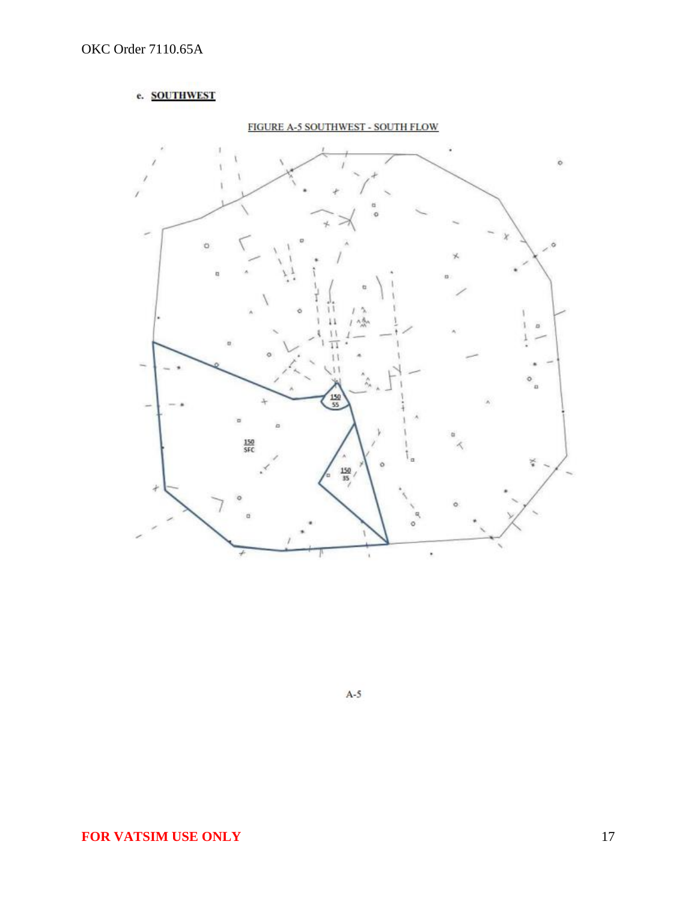e. **SOUTHWEST**

FIGURE A-5 SOUTHWEST - SOUTH FLOW

150
SFC

150
55

150
35

A-5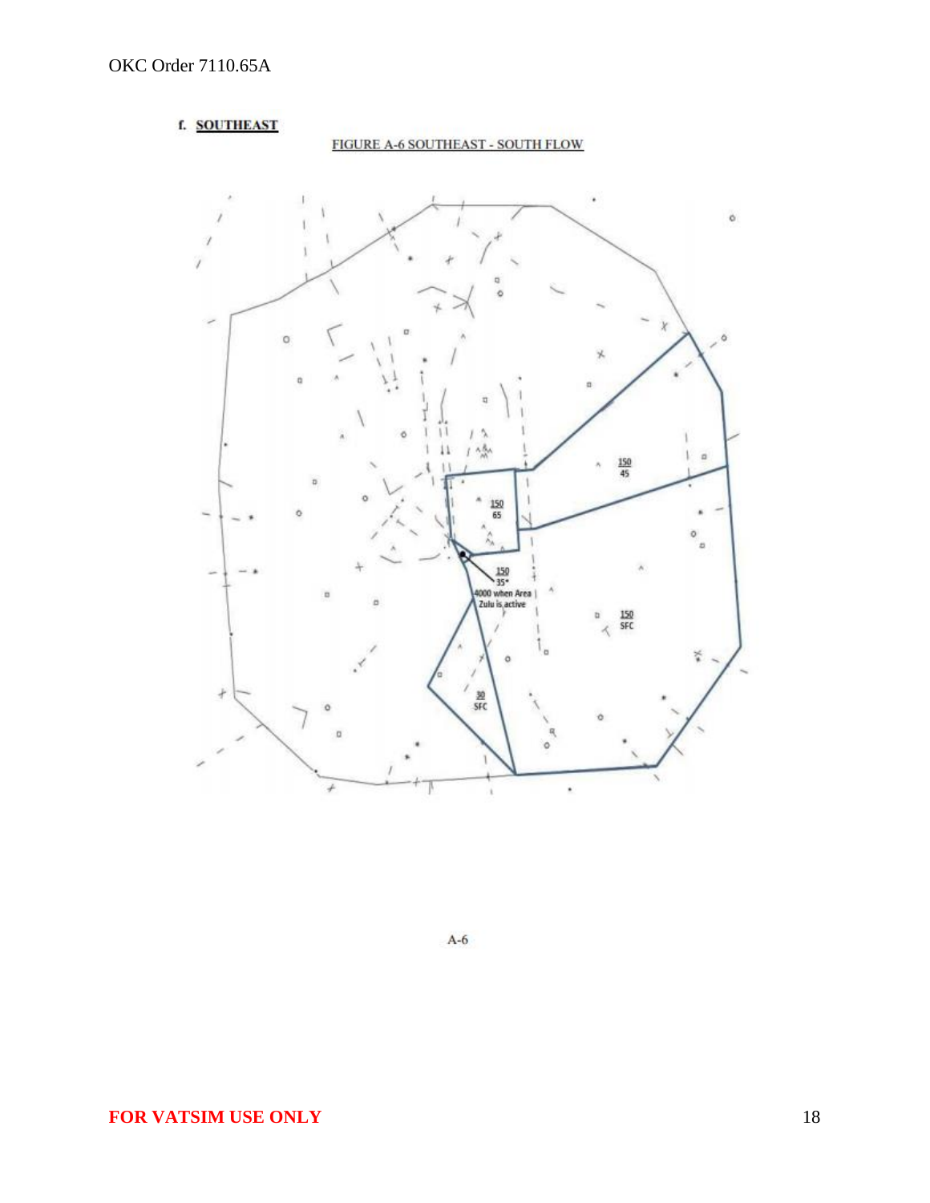f. **SOUTHEAST**

FIGURE A-6 SOUTHEAST - SOUTH FLOW

150
45

150
65

150
35*
4000 when Area Zulu is active

150
SFC

30
SFC

A-6

**FOR VATSIM USE ONLY**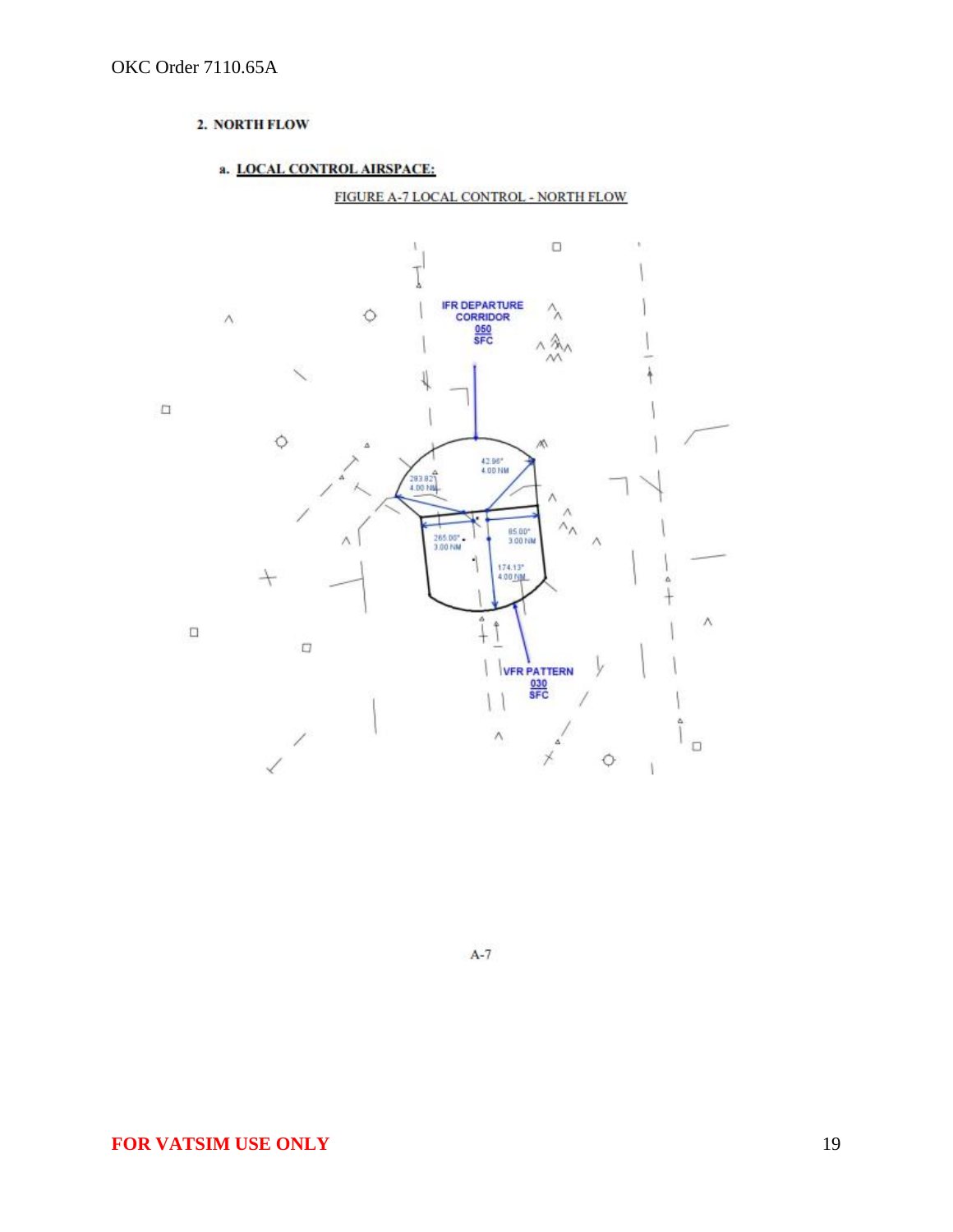## 2. NORTH FLOW

### a. LOCAL CONTROL AIRSPACE:

FIGURE A-7 LOCAL CONTROL - NORTH FLOW

IFR DEPARTURE CORRIDOR
050
SFC

42.96°
4.00 NM

283.82°
4.00 NM

265.00°
3.00 NM

85.00°
3.00 NM

174.13°
4.00 NM

VFR PATTERN
030
SFC

A-7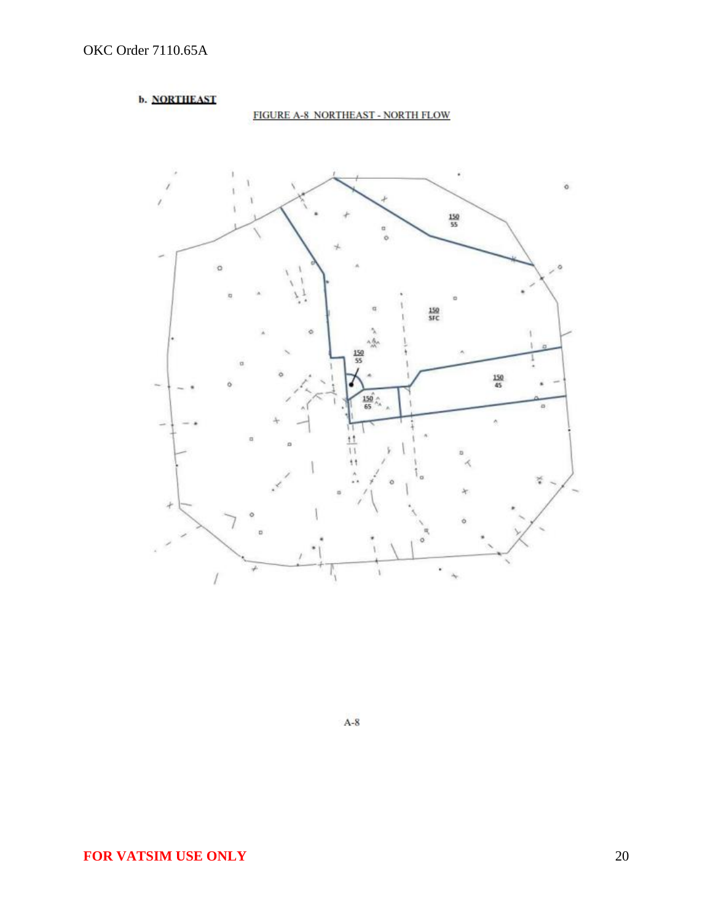b. **NORTHEAST**

FIGURE A-8 NORTHEAST - NORTH FLOW

150
55

150
SFC

150
55

150
45

150
65

A-8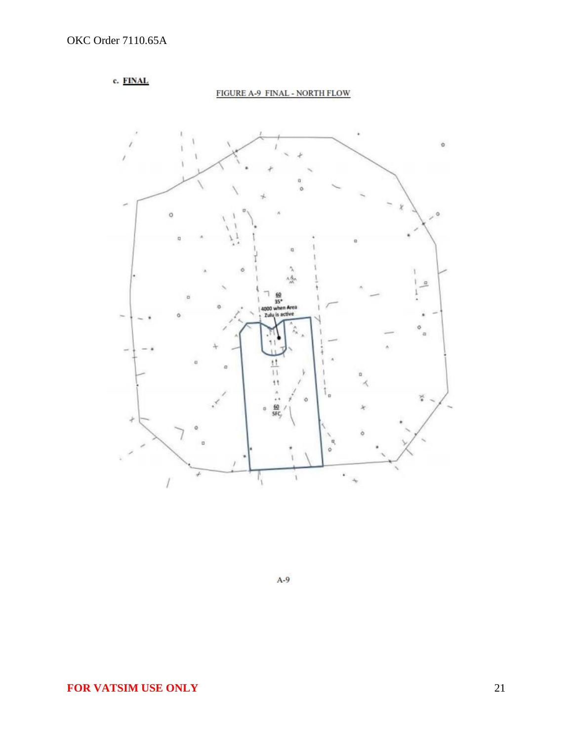c. **FINAL**

FIGURE A-9 FINAL - NORTH FLOW

60
35*
4000 when Area Zulu is active

60
SFC

A-9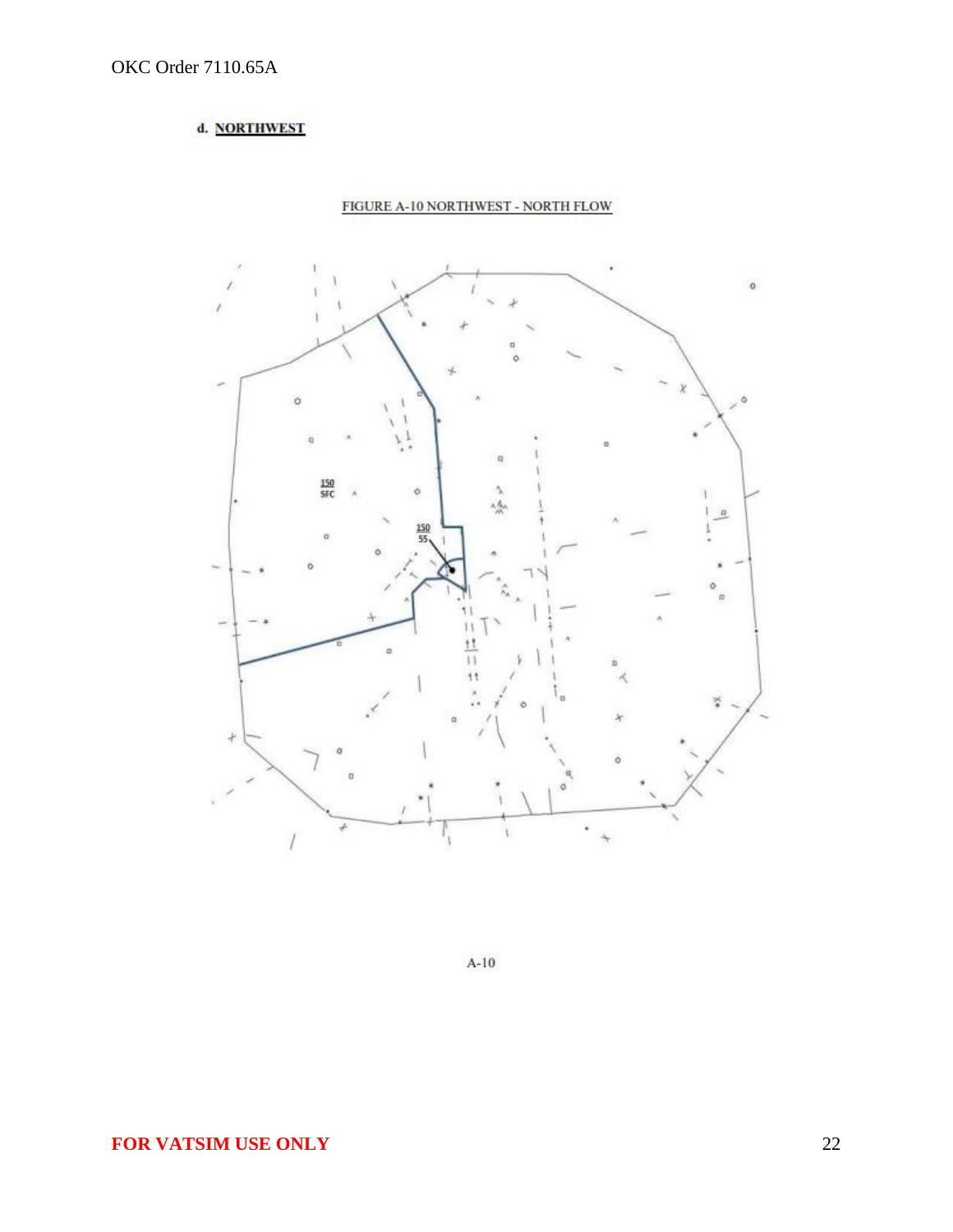**d. NORTHWEST**

FIGURE A-10 NORTHWEST - NORTH FLOW

150
SFC

150
55

A-10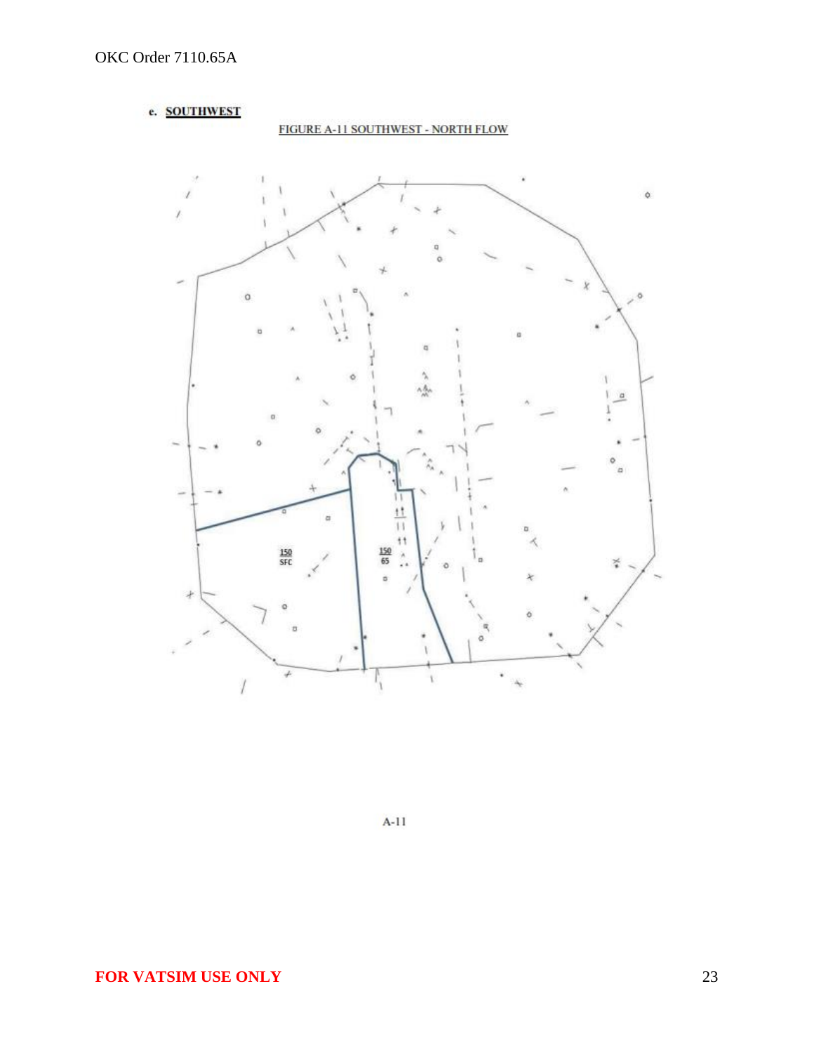**e. SOUTHWEST**

FIGURE A-11 SOUTHWEST - NORTH FLOW

150
SFC

150
65

A-11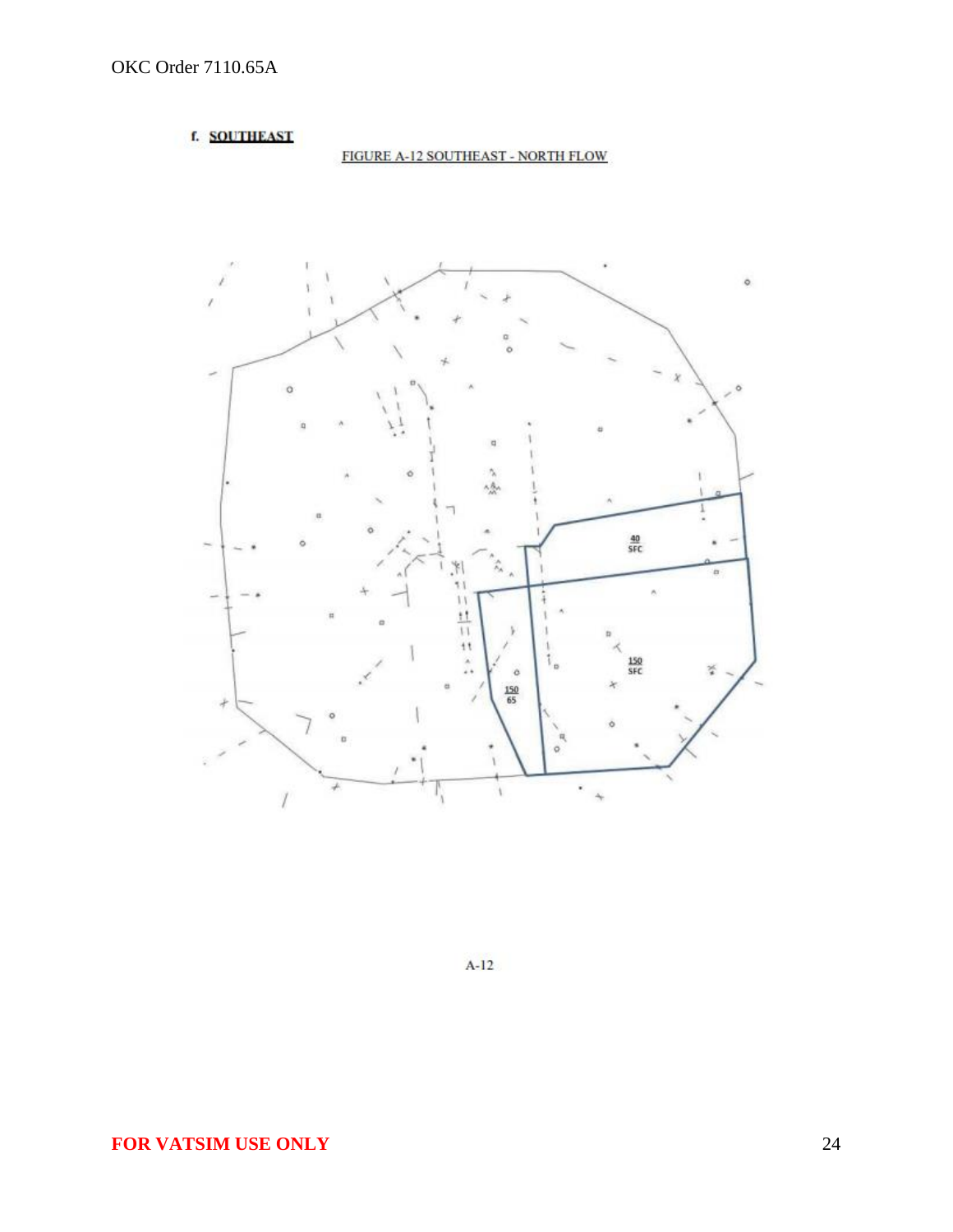f. **SOUTHEAST**

FIGURE A-12 SOUTHEAST - NORTH FLOW

A-12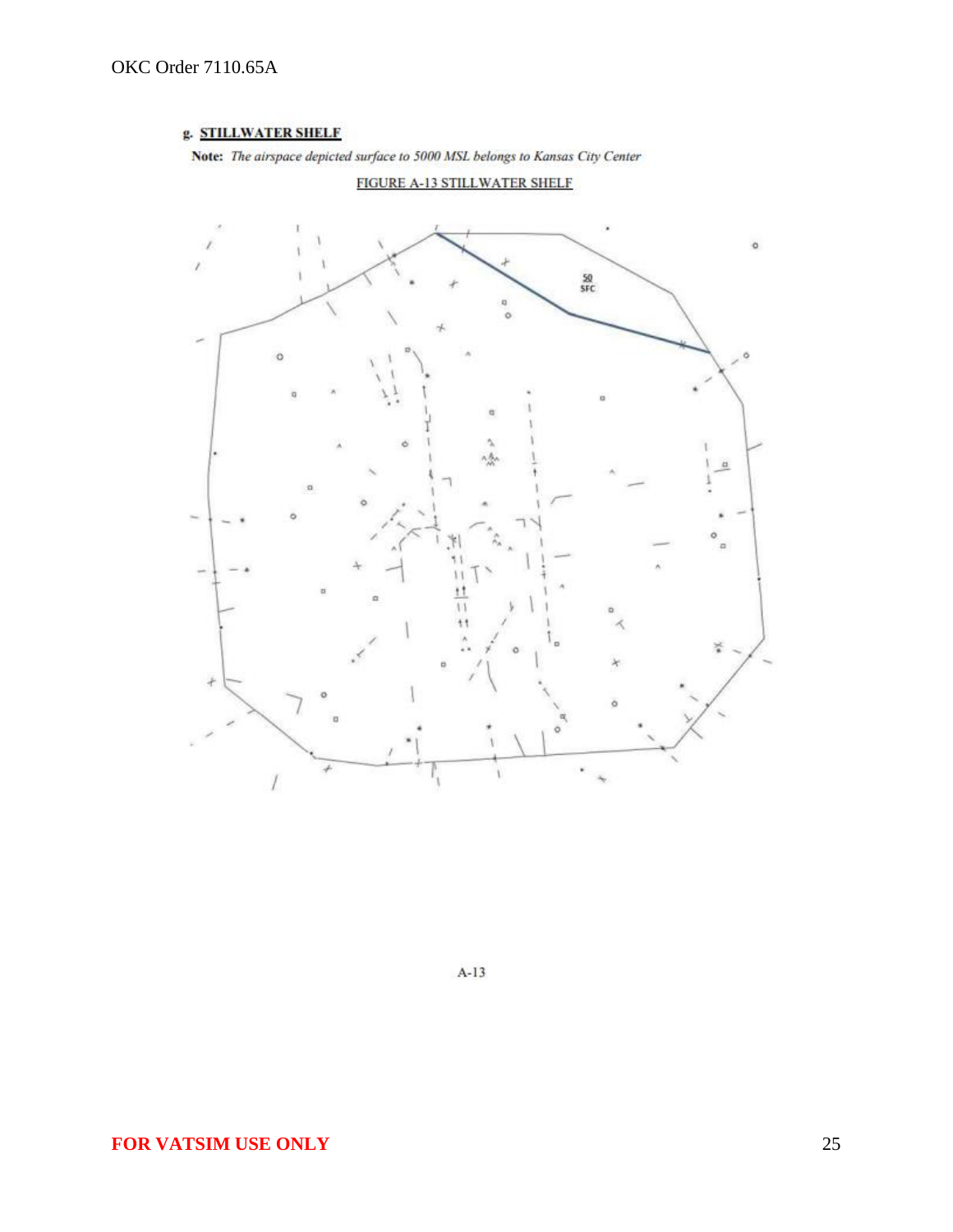g. **STILLWATER SHELF**

**Note:** *The airspace depicted surface to 5000 MSL belongs to Kansas City Center*

FIGURE A-13 STILLWATER SHELF

50
SFC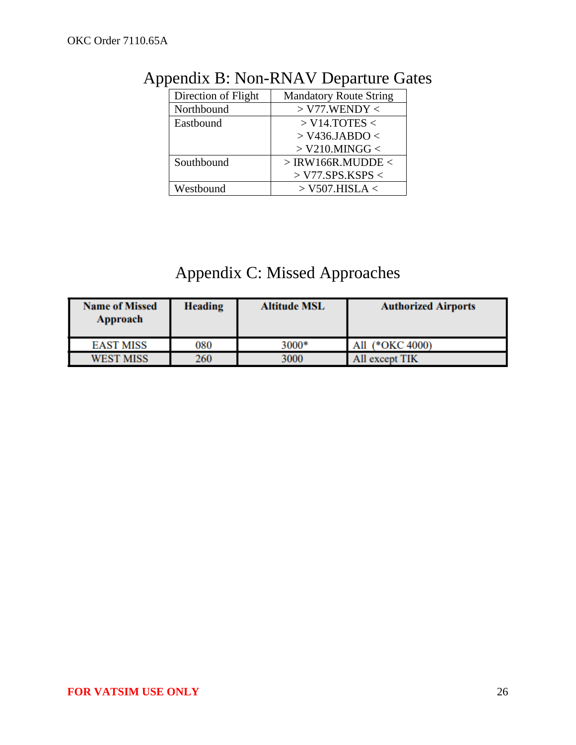# Appendix B: Non-RNAV Departure Gates

| Direction of Flight | Mandatory Route String |
|---|---|
| Northbound | > V77.WENDY < |
| Eastbound | > V14.TOTES <<br>> V436.JABDO <<br>> V210.MINGG < |
| Southbound | > IRW166R.MUDDE <<br>> V77.SPS.KSPS < |
| Westbound | > V507.HISLA < |

# Appendix C: Missed Approaches

| Name of Missed Approach | Heading | Altitude MSL | Authorized Airports |
|---|---|---|---|
| EAST MISS | 080 | 3000* | All (*OKC 4000) |
| WEST MISS | 260 | 3000 | All except TIK |

FOR VATSIM USE ONLY